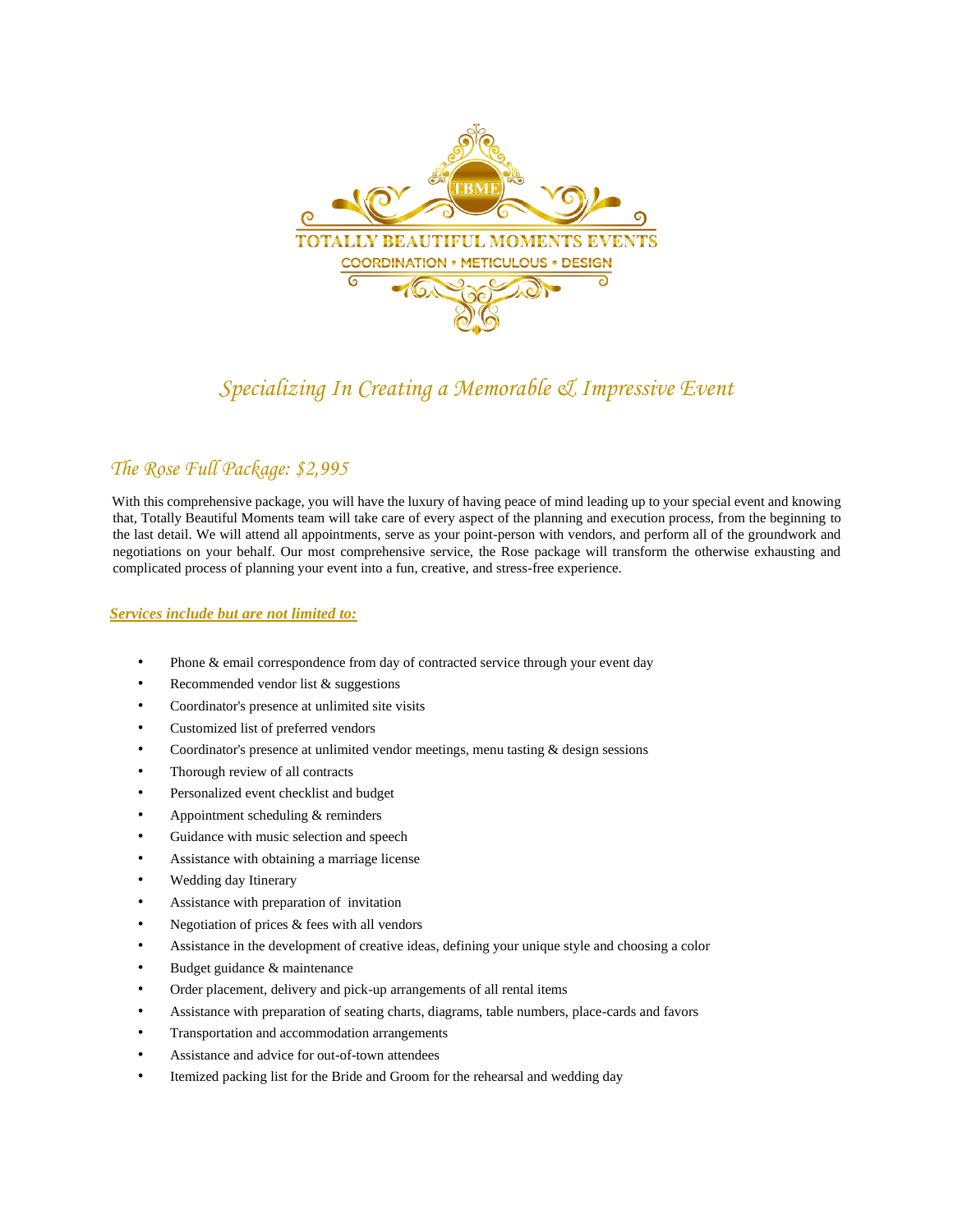TOTALLY BEAUTIFUL MOMENTS EVENTS

COORDINATION • METICULOUS • DESIGN

*Specializing In Creating a Memorable & Impressive Event*

## *The Rose Full Package: $2,995*

With this comprehensive package, you will have the luxury of having peace of mind leading up to your special event and knowing that, Totally Beautiful Moments team will take care of every aspect of the planning and execution process, from the beginning to the last detail. We will attend all appointments, serve as your point-person with vendors, and perform all of the groundwork and negotiations on your behalf. Our most comprehensive service, the Rose package will transform the otherwise exhausting and complicated process of planning your event into a fun, creative, and stress-free experience.

***Services include but are not limited to:***

- Phone & email correspondence from day of contracted service through your event day
- Recommended vendor list & suggestions
- Coordinator's presence at unlimited site visits
- Customized list of preferred vendors
- Coordinator's presence at unlimited vendor meetings, menu tasting & design sessions
- Thorough review of all contracts
- Personalized event checklist and budget
- Appointment scheduling & reminders
- Guidance with music selection and speech
- Assistance with obtaining a marriage license
- Wedding day Itinerary
- Assistance with preparation of invitation
- Negotiation of prices & fees with all vendors
- Assistance in the development of creative ideas, defining your unique style and choosing a color
- Budget guidance & maintenance
- Order placement, delivery and pick-up arrangements of all rental items
- Assistance with preparation of seating charts, diagrams, table numbers, place-cards and favors
- Transportation and accommodation arrangements
- Assistance and advice for out-of-town attendees
- Itemized packing list for the Bride and Groom for the rehearsal and wedding day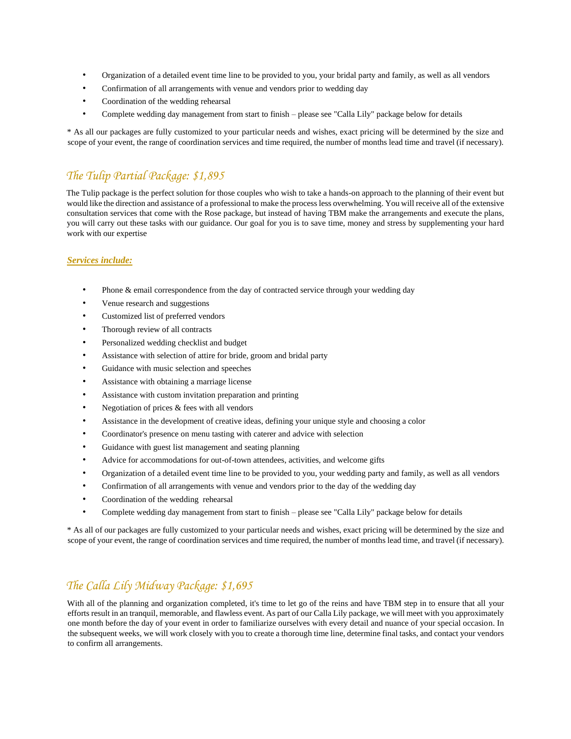- Organization of a detailed event time line to be provided to you, your bridal party and family, as well as all vendors
- Confirmation of all arrangements with venue and vendors prior to wedding day
- Coordination of the wedding rehearsal
- Complete wedding day management from start to finish – please see "Calla Lily" package below for details

* As all our packages are fully customized to your particular needs and wishes, exact pricing will be determined by the size and scope of your event, the range of coordination services and time required, the number of months lead time and travel (if necessary).

## *The Tulip Partial Package: $1,895*

The Tulip package is the perfect solution for those couples who wish to take a hands-on approach to the planning of their event but would like the direction and assistance of a professional to make the process less overwhelming. You will receive all of the extensive consultation services that come with the Rose package, but instead of having TBM make the arrangements and execute the plans, you will carry out these tasks with our guidance. Our goal for you is to save time, money and stress by supplementing your hard work with our expertise

***Services include:***

- Phone & email correspondence from the day of contracted service through your wedding day
- Venue research and suggestions
- Customized list of preferred vendors
- Thorough review of all contracts
- Personalized wedding checklist and budget
- Assistance with selection of attire for bride, groom and bridal party
- Guidance with music selection and speeches
- Assistance with obtaining a marriage license
- Assistance with custom invitation preparation and printing
- Negotiation of prices & fees with all vendors
- Assistance in the development of creative ideas, defining your unique style and choosing a color
- Coordinator's presence on menu tasting with caterer and advice with selection
- Guidance with guest list management and seating planning
- Advice for accommodations for out-of-town attendees, activities, and welcome gifts
- Organization of a detailed event time line to be provided to you, your wedding party and family, as well as all vendors
- Confirmation of all arrangements with venue and vendors prior to the day of the wedding day
- Coordination of the wedding rehearsal
- Complete wedding day management from start to finish – please see "Calla Lily" package below for details

* As all of our packages are fully customized to your particular needs and wishes, exact pricing will be determined by the size and scope of your event, the range of coordination services and time required, the number of months lead time, and travel (if necessary).

## *The Calla Lily Midway Package: $1,695*

With all of the planning and organization completed, it's time to let go of the reins and have TBM step in to ensure that all your efforts result in an tranquil, memorable, and flawless event. As part of our Calla Lily package, we will meet with you approximately one month before the day of your event in order to familiarize ourselves with every detail and nuance of your special occasion. In the subsequent weeks, we will work closely with you to create a thorough time line, determine final tasks, and contact your vendors to confirm all arrangements.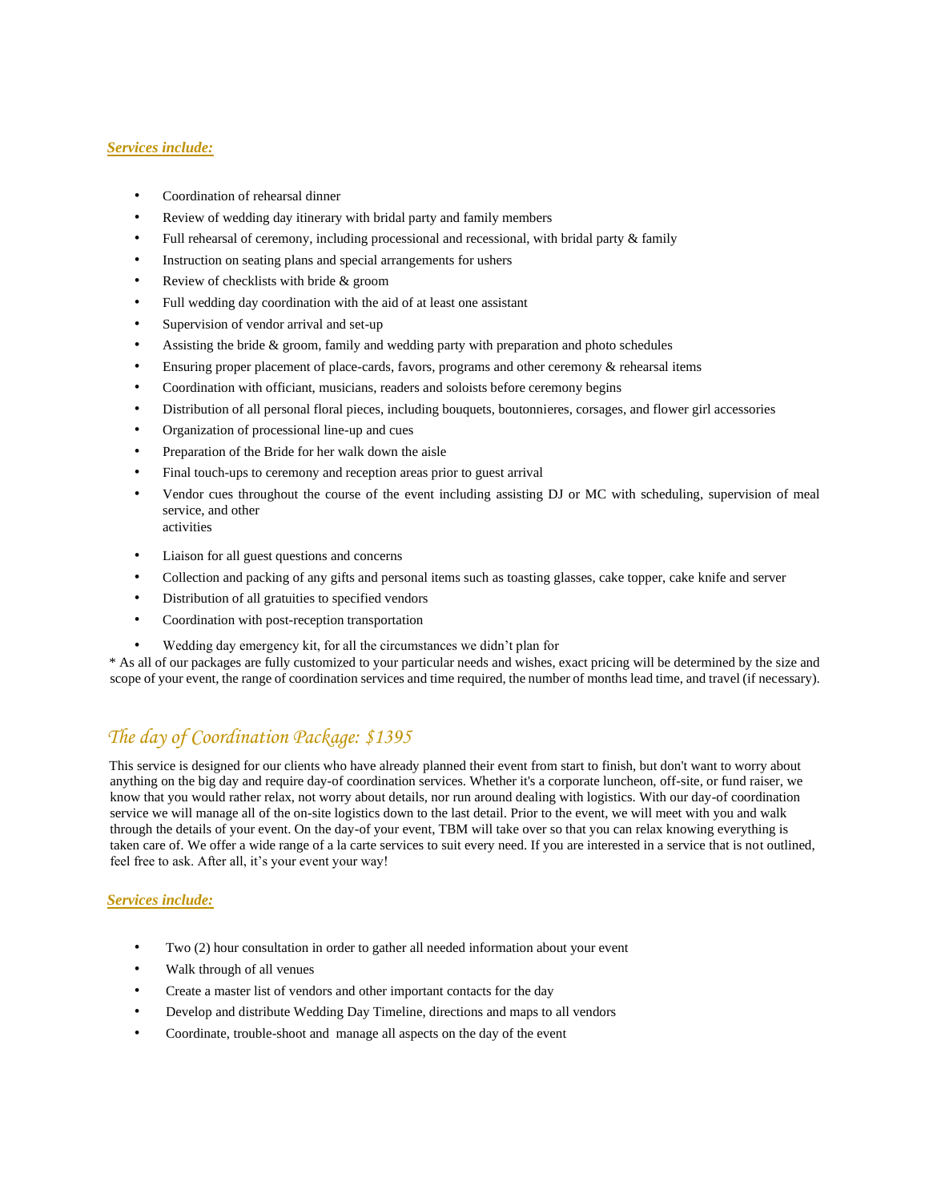***Services include:***

- Coordination of rehearsal dinner
- Review of wedding day itinerary with bridal party and family members
- Full rehearsal of ceremony, including processional and recessional, with bridal party & family
- Instruction on seating plans and special arrangements for ushers
- Review of checklists with bride & groom
- Full wedding day coordination with the aid of at least one assistant
- Supervision of vendor arrival and set-up
- Assisting the bride & groom, family and wedding party with preparation and photo schedules
- Ensuring proper placement of place-cards, favors, programs and other ceremony & rehearsal items
- Coordination with officiant, musicians, readers and soloists before ceremony begins
- Distribution of all personal floral pieces, including bouquets, boutonnieres, corsages, and flower girl accessories
- Organization of processional line-up and cues
- Preparation of the Bride for her walk down the aisle
- Final touch-ups to ceremony and reception areas prior to guest arrival
- Vendor cues throughout the course of the event including assisting DJ or MC with scheduling, supervision of meal service, and other activities
- Liaison for all guest questions and concerns
- Collection and packing of any gifts and personal items such as toasting glasses, cake topper, cake knife and server
- Distribution of all gratuities to specified vendors
- Coordination with post-reception transportation
- Wedding day emergency kit, for all the circumstances we didn't plan for

* As all of our packages are fully customized to your particular needs and wishes, exact pricing will be determined by the size and scope of your event, the range of coordination services and time required, the number of months lead time, and travel (if necessary).

## *The day of Coordination Package: $1395*

This service is designed for our clients who have already planned their event from start to finish, but don't want to worry about anything on the big day and require day-of coordination services. Whether it's a corporate luncheon, off-site, or fund raiser, we know that you would rather relax, not worry about details, nor run around dealing with logistics. With our day-of coordination service we will manage all of the on-site logistics down to the last detail. Prior to the event, we will meet with you and walk through the details of your event. On the day-of your event, TBM will take over so that you can relax knowing everything is taken care of. We offer a wide range of a la carte services to suit every need. If you are interested in a service that is not outlined, feel free to ask. After all, it's your event your way!

***Services include:***

- Two (2) hour consultation in order to gather all needed information about your event
- Walk through of all venues
- Create a master list of vendors and other important contacts for the day
- Develop and distribute Wedding Day Timeline, directions and maps to all vendors
- Coordinate, trouble-shoot and manage all aspects on the day of the event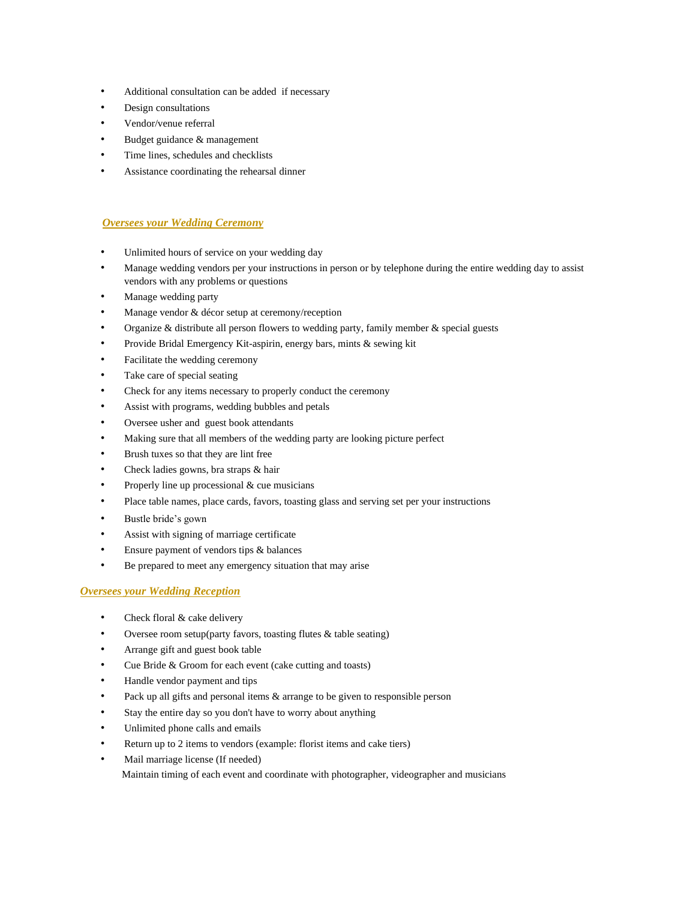- Additional consultation can be added if necessary
- Design consultations
- Vendor/venue referral
- Budget guidance & management
- Time lines, schedules and checklists
- Assistance coordinating the rehearsal dinner

## ***Oversees your Wedding Ceremony***

- Unlimited hours of service on your wedding day
- Manage wedding vendors per your instructions in person or by telephone during the entire wedding day to assist vendors with any problems or questions
- Manage wedding party
- Manage vendor & décor setup at ceremony/reception
- Organize & distribute all person flowers to wedding party, family member & special guests
- Provide Bridal Emergency Kit-aspirin, energy bars, mints & sewing kit
- Facilitate the wedding ceremony
- Take care of special seating
- Check for any items necessary to properly conduct the ceremony
- Assist with programs, wedding bubbles and petals
- Oversee usher and guest book attendants
- Making sure that all members of the wedding party are looking picture perfect
- Brush tuxes so that they are lint free
- Check ladies gowns, bra straps & hair
- Properly line up processional & cue musicians
- Place table names, place cards, favors, toasting glass and serving set per your instructions
- Bustle bride's gown
- Assist with signing of marriage certificate
- Ensure payment of vendors tips & balances
- Be prepared to meet any emergency situation that may arise

## ***Oversees your Wedding Reception***

- Check floral & cake delivery
- Oversee room setup(party favors, toasting flutes & table seating)
- Arrange gift and guest book table
- Cue Bride & Groom for each event (cake cutting and toasts)
- Handle vendor payment and tips
- Pack up all gifts and personal items & arrange to be given to responsible person
- Stay the entire day so you don't have to worry about anything
- Unlimited phone calls and emails
- Return up to 2 items to vendors (example: florist items and cake tiers)
- Mail marriage license (If needed)

Maintain timing of each event and coordinate with photographer, videographer and musicians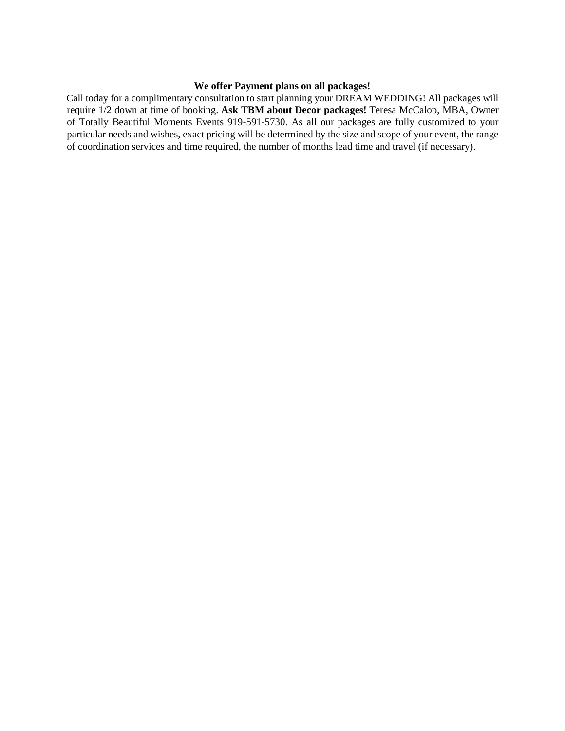**We offer Payment plans on all packages!**

Call today for a complimentary consultation to start planning your DREAM WEDDING! All packages will require 1/2 down at time of booking. **Ask TBM about Decor packages!** Teresa McCalop, MBA, Owner of Totally Beautiful Moments Events 919-591-5730. As all our packages are fully customized to your particular needs and wishes, exact pricing will be determined by the size and scope of your event, the range of coordination services and time required, the number of months lead time and travel (if necessary).